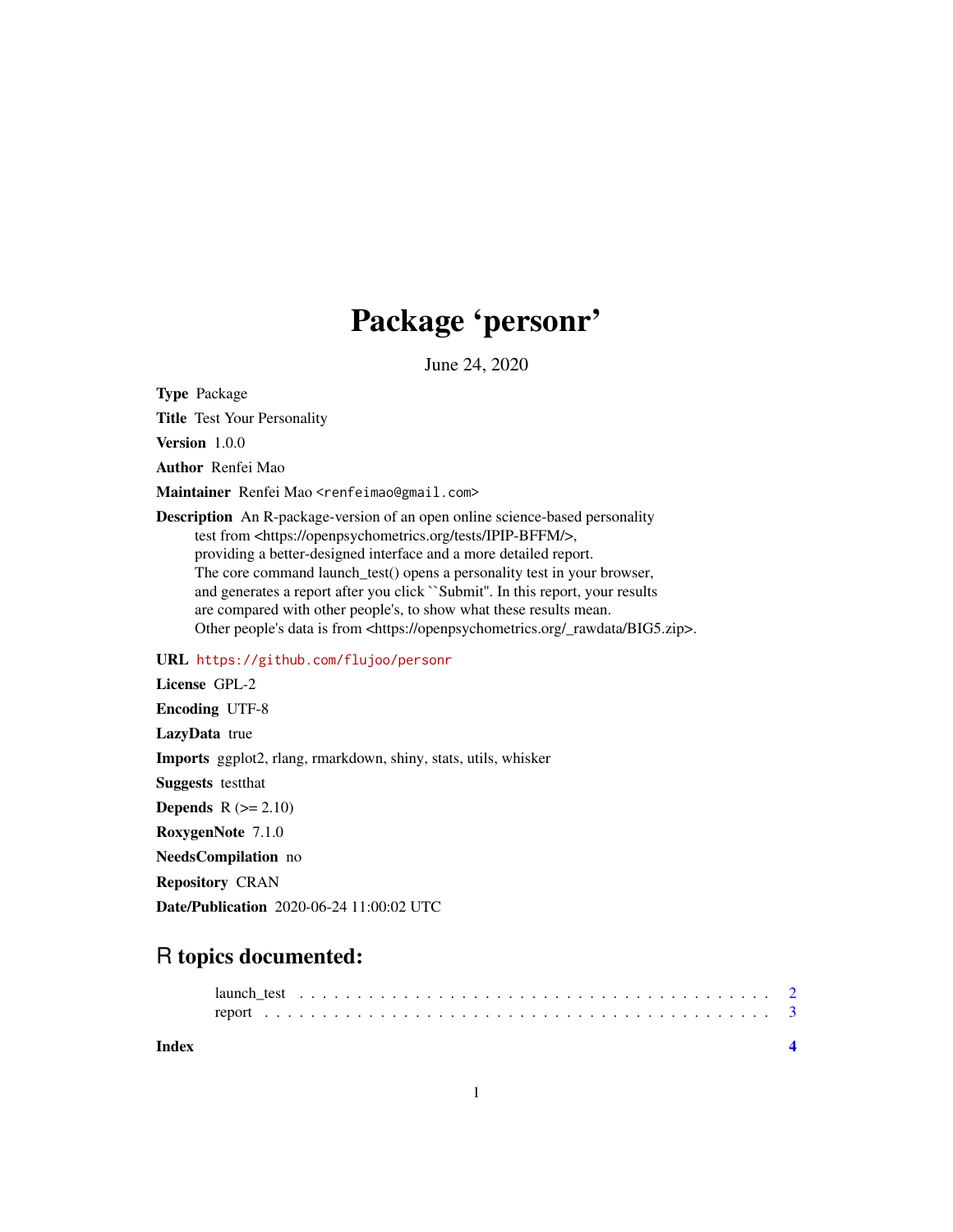# Package 'personr'

June 24, 2020

**Type** Package

**Title** Test Your Personality

**Version** 1.0.0

**Author** Renfei Mao

**Maintainer** Renfei Mao <renfeimao@gmail.com>

**Description** An R-package-version of an open online science-based personality test from <https://openpsychometrics.org/tests/IPIP-BFFM/>, providing a better-designed interface and a more detailed report. The core command launch_test() opens a personality test in your browser, and generates a report after you click ``Submit''. In this report, your results are compared with other people's, to show what these results mean. Other people's data is from <https://openpsychometrics.org/_rawdata/BIG5.zip>.

**URL** https://github.com/flujoo/personr

**License** GPL-2

**Encoding** UTF-8

**LazyData** true

**Imports** ggplot2, rlang, rmarkdown, shiny, stats, utils, whisker

**Suggests** testthat

**Depends** R (>= 2.10)

**RoxygenNote** 7.1.0

**NeedsCompilation** no

**Repository** CRAN

**Date/Publication** 2020-06-24 11:00:02 UTC

## R topics documented:

launch_test . . . . . . . . . . . . . . . . . . . . . . . . . . . . . . . . . . . . . . . . 2
report . . . . . . . . . . . . . . . . . . . . . . . . . . . . . . . . . . . . . . . . . . . 3

**Index** **4**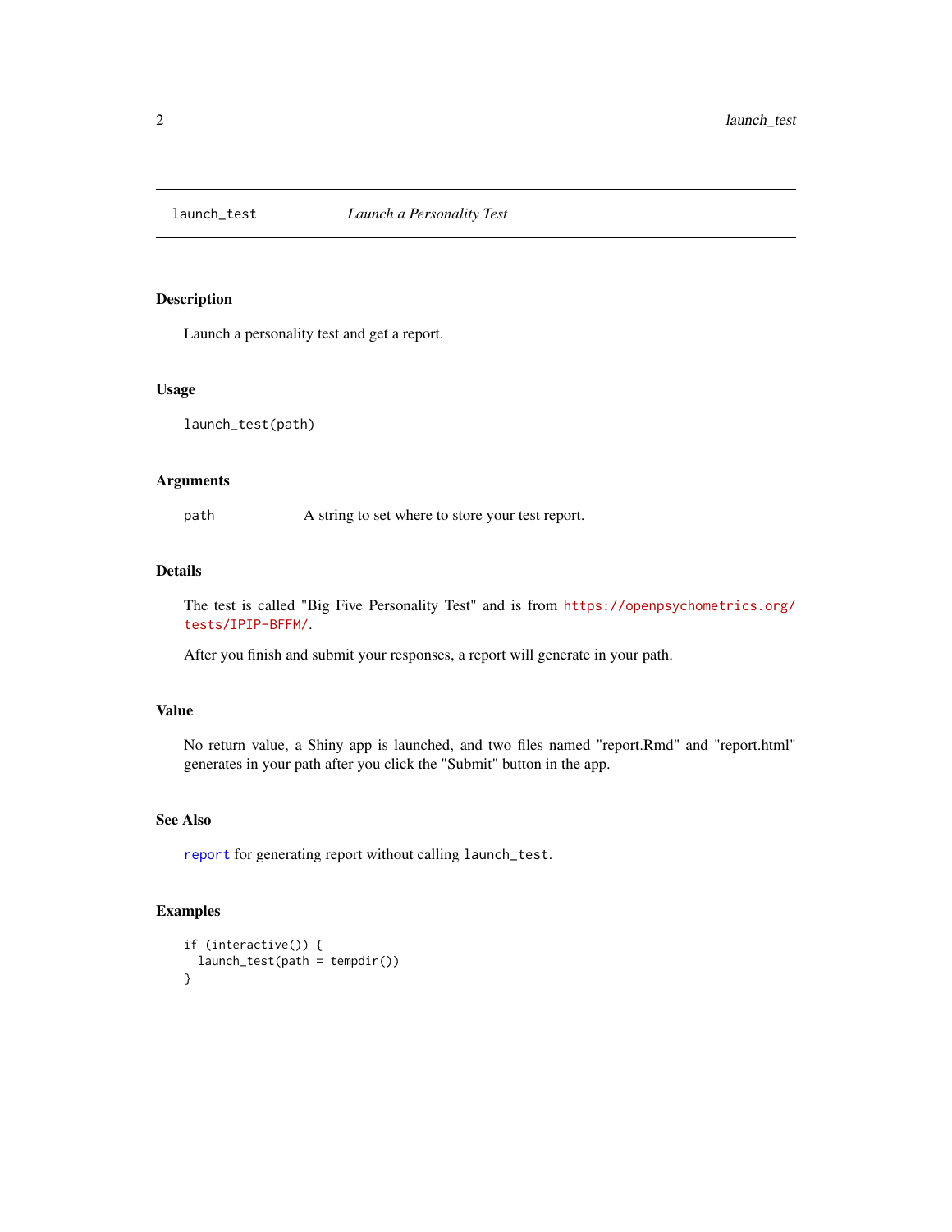# launch_test — *Launch a Personality Test*

## Description

Launch a personality test and get a report.

## Usage

```
launch_test(path)
```

## Arguments

| | |
|---|---|
| `path` | A string to set where to store your test report. |

## Details

The test is called "Big Five Personality Test" and is from https://openpsychometrics.org/tests/IPIP-BFFM/.

After you finish and submit your responses, a report will generate in your path.

## Value

No return value, a Shiny app is launched, and two files named "report.Rmd" and "report.html" generates in your path after you click the "Submit" button in the app.

## See Also

`report` for generating report without calling `launch_test`.

## Examples

```
if (interactive()) {
  launch_test(path = tempdir())
}
```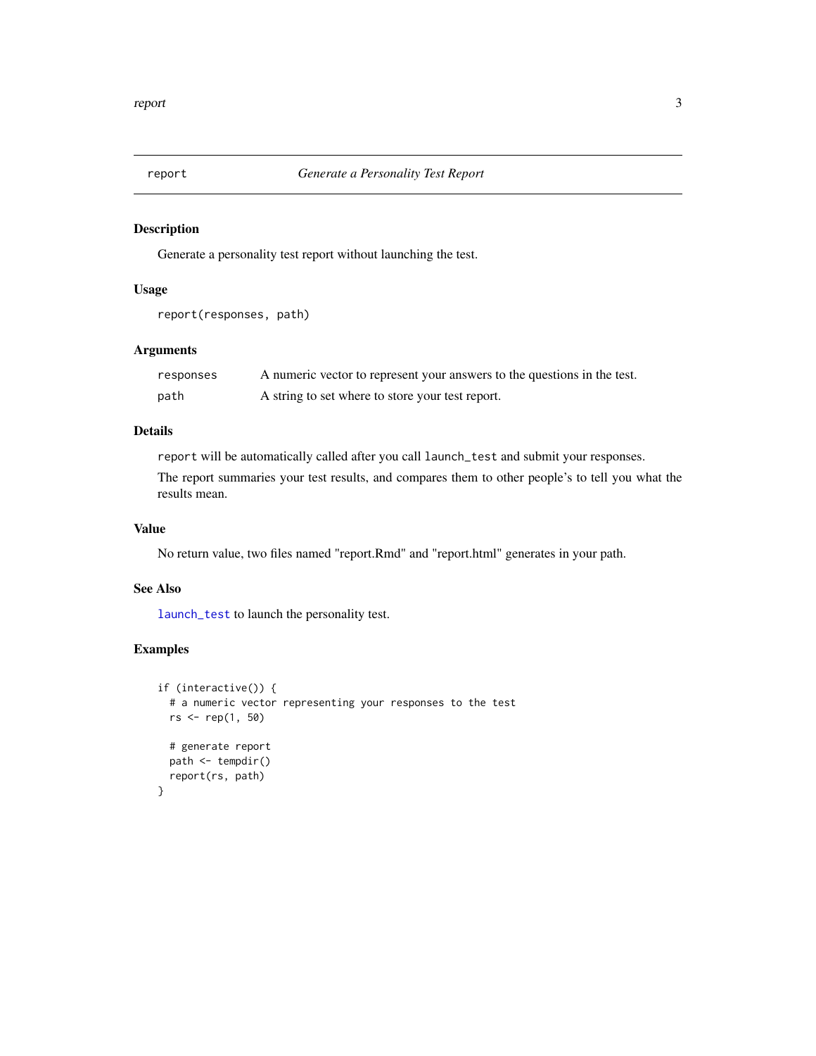## report — *Generate a Personality Test Report*

### Description

Generate a personality test report without launching the test.

### Usage

```
report(responses, path)
```

### Arguments

| | |
|---|---|
| `responses` | A numeric vector to represent your answers to the questions in the test. |
| `path` | A string to set where to store your test report. |

### Details

`report` will be automatically called after you call `launch_test` and submit your responses.

The report summaries your test results, and compares them to other people's to tell you what the results mean.

### Value

No return value, two files named "report.Rmd" and "report.html" generates in your path.

### See Also

`launch_test` to launch the personality test.

### Examples

```
if (interactive()) {
  # a numeric vector representing your responses to the test
  rs <- rep(1, 50)

  # generate report
  path <- tempdir()
  report(rs, path)
}
```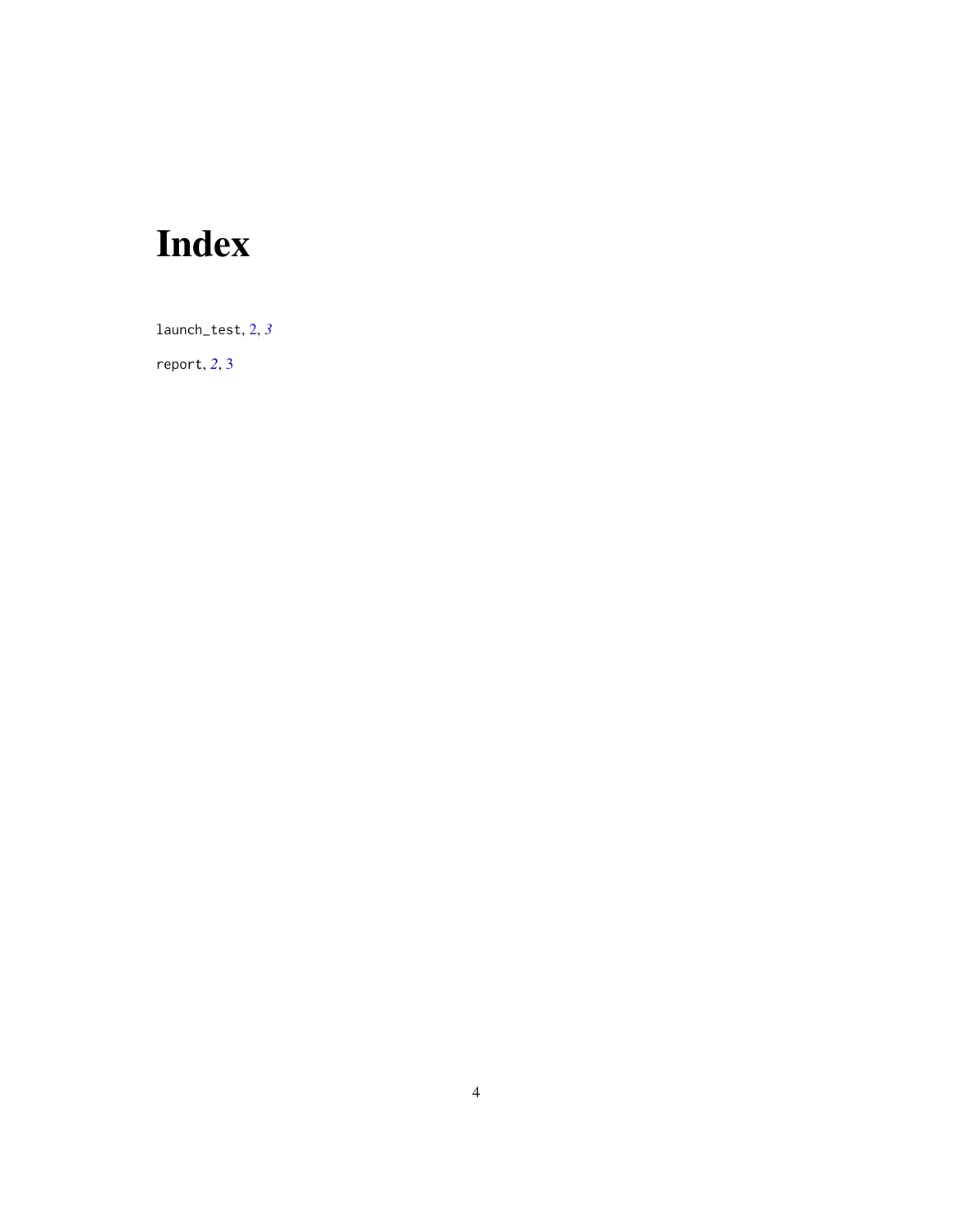# Index

launch_test, *2*, *3*

report, *2*, 3